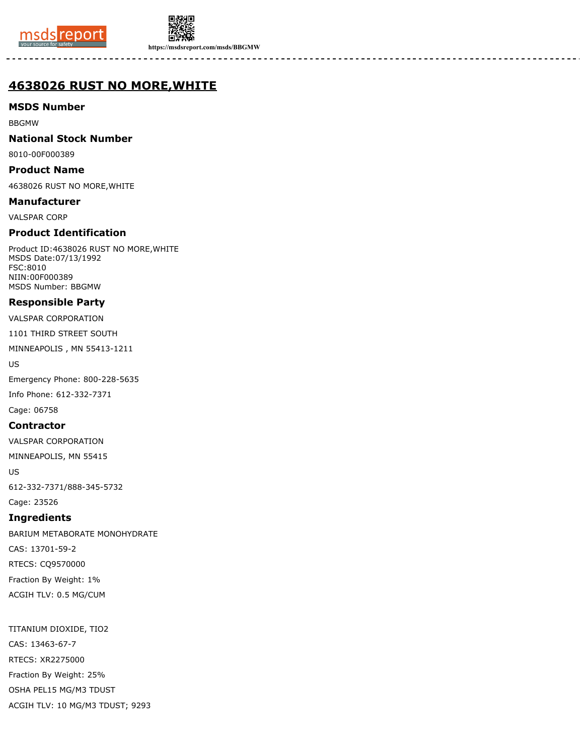# 4638026 RUST NO MORE,WHITE

## MSDS Number

BBGMW

## National Stock Number

8010-00F000389

## Product Name

4638026 RUST NO MORE,WHITE

## Manufacturer

VALSPAR CORP

## Product Identification

Product ID:4638026 RUST NO MORE,WHITE
MSDS Date:07/13/1992
FSC:8010
NIIN:00F000389
MSDS Number: BBGMW

## Responsible Party

VALSPAR CORPORATION

1101 THIRD STREET SOUTH

MINNEAPOLIS , MN 55413-1211

US

Emergency Phone: 800-228-5635

Info Phone: 612-332-7371

Cage: 06758

## Contractor

VALSPAR CORPORATION

MINNEAPOLIS, MN 55415

US

612-332-7371/888-345-5732

Cage: 23526

## Ingredients

BARIUM METABORATE MONOHYDRATE

CAS: 13701-59-2

RTECS: CQ9570000

Fraction By Weight: 1%

ACGIH TLV: 0.5 MG/CUM

TITANIUM DIOXIDE, TIO2

CAS: 13463-67-7

RTECS: XR2275000

Fraction By Weight: 25%

OSHA PEL15 MG/M3 TDUST

ACGIH TLV: 10 MG/M3 TDUST; 9293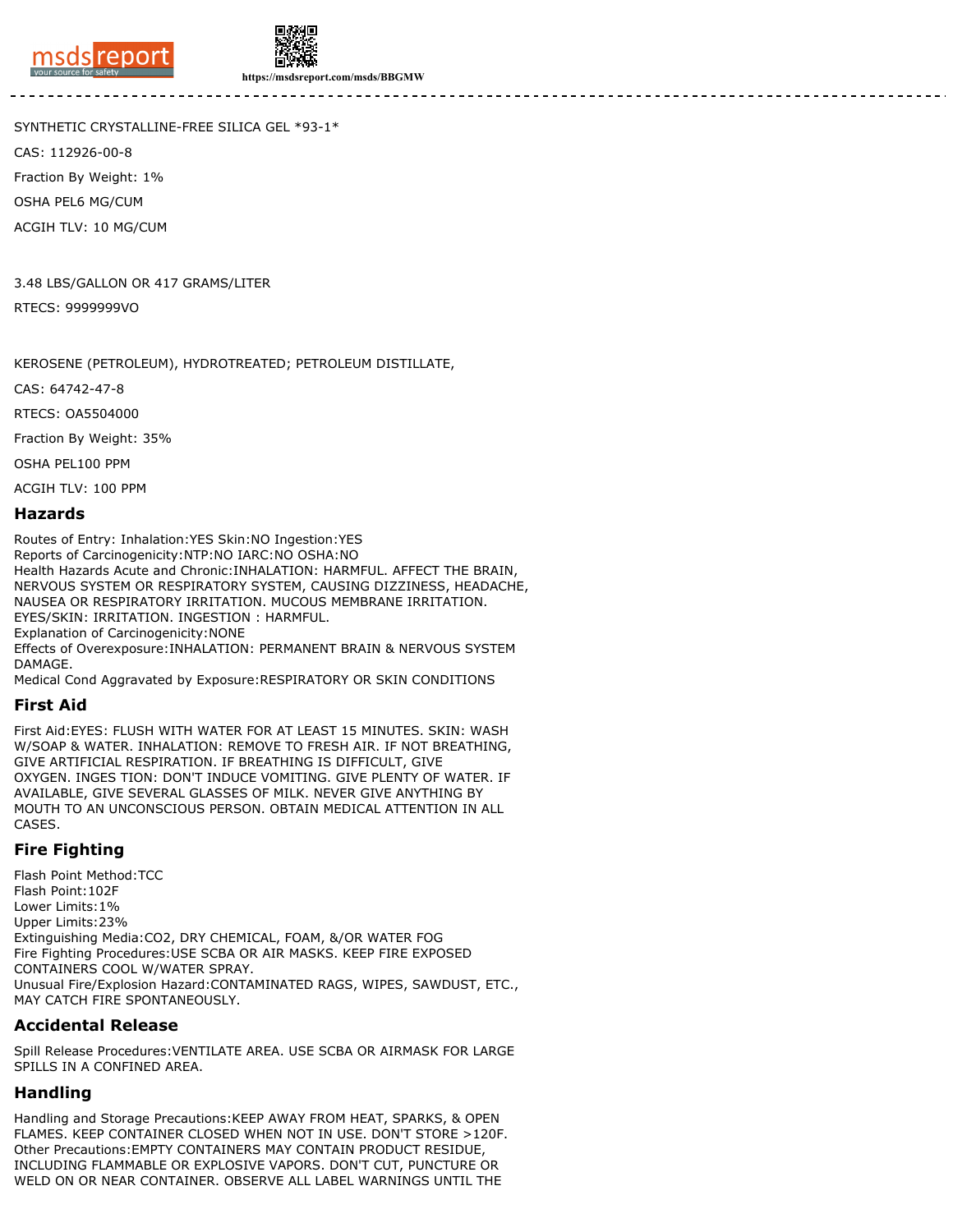SYNTHETIC CRYSTALLINE-FREE SILICA GEL *93-1*

CAS: 112926-00-8

Fraction By Weight: 1%

OSHA PEL6 MG/CUM

ACGIH TLV: 10 MG/CUM

3.48 LBS/GALLON OR 417 GRAMS/LITER

RTECS: 9999999VO

KEROSENE (PETROLEUM), HYDROTREATED; PETROLEUM DISTILLATE,

CAS: 64742-47-8

RTECS: OA5504000

Fraction By Weight: 35%

OSHA PEL100 PPM

ACGIH TLV: 100 PPM

## Hazards

Routes of Entry: Inhalation:YES Skin:NO Ingestion:YES
Reports of Carcinogenicity:NTP:NO IARC:NO OSHA:NO
Health Hazards Acute and Chronic:INHALATION: HARMFUL. AFFECT THE BRAIN, NERVOUS SYSTEM OR RESPIRATORY SYSTEM, CAUSING DIZZINESS, HEADACHE, NAUSEA OR RESPIRATORY IRRITATION. MUCOUS MEMBRANE IRRITATION. EYES/SKIN: IRRITATION. INGESTION : HARMFUL.
Explanation of Carcinogenicity:NONE
Effects of Overexposure:INHALATION: PERMANENT BRAIN & NERVOUS SYSTEM DAMAGE.
Medical Cond Aggravated by Exposure:RESPIRATORY OR SKIN CONDITIONS

## First Aid

First Aid:EYES: FLUSH WITH WATER FOR AT LEAST 15 MINUTES. SKIN: WASH W/SOAP & WATER. INHALATION: REMOVE TO FRESH AIR. IF NOT BREATHING, GIVE ARTIFICIAL RESPIRATION. IF BREATHING IS DIFFICULT, GIVE OXYGEN. INGES TION: DON'T INDUCE VOMITING. GIVE PLENTY OF WATER. IF AVAILABLE, GIVE SEVERAL GLASSES OF MILK. NEVER GIVE ANYTHING BY MOUTH TO AN UNCONSCIOUS PERSON. OBTAIN MEDICAL ATTENTION IN ALL CASES.

## Fire Fighting

Flash Point Method:TCC
Flash Point:102F
Lower Limits:1%
Upper Limits:23%
Extinguishing Media:CO2, DRY CHEMICAL, FOAM, &/OR WATER FOG
Fire Fighting Procedures:USE SCBA OR AIR MASKS. KEEP FIRE EXPOSED CONTAINERS COOL W/WATER SPRAY.
Unusual Fire/Explosion Hazard:CONTAMINATED RAGS, WIPES, SAWDUST, ETC., MAY CATCH FIRE SPONTANEOUSLY.

## Accidental Release

Spill Release Procedures:VENTILATE AREA. USE SCBA OR AIRMASK FOR LARGE SPILLS IN A CONFINED AREA.

## Handling

Handling and Storage Precautions:KEEP AWAY FROM HEAT, SPARKS, & OPEN FLAMES. KEEP CONTAINER CLOSED WHEN NOT IN USE. DON'T STORE >120F.
Other Precautions:EMPTY CONTAINERS MAY CONTAIN PRODUCT RESIDUE, INCLUDING FLAMMABLE OR EXPLOSIVE VAPORS. DON'T CUT, PUNCTURE OR WELD ON OR NEAR CONTAINER. OBSERVE ALL LABEL WARNINGS UNTIL THE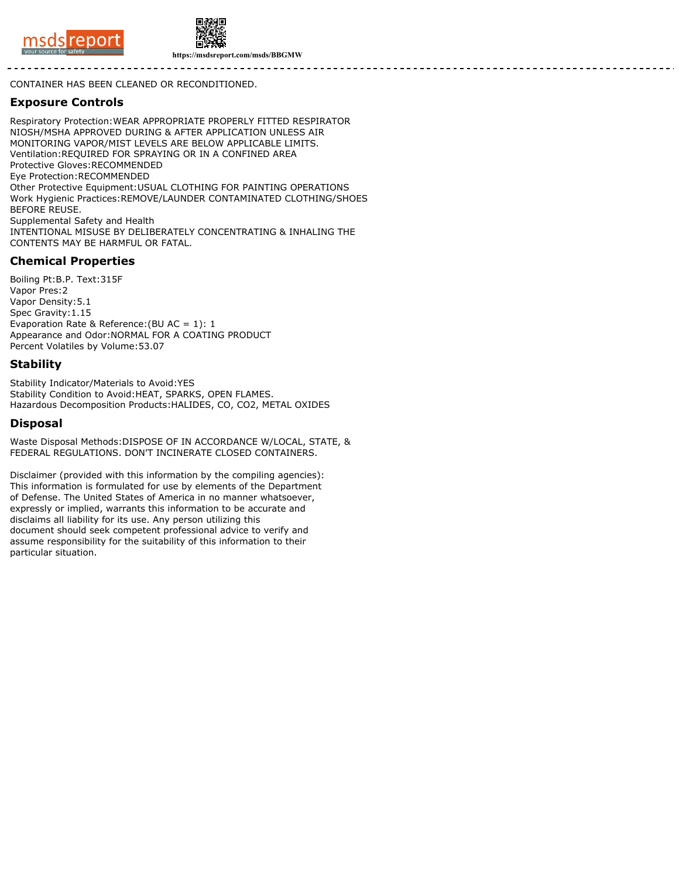CONTAINER HAS BEEN CLEANED OR RECONDITIONED.

## Exposure Controls

Respiratory Protection:WEAR APPROPRIATE PROPERLY FITTED RESPIRATOR NIOSH/MSHA APPROVED DURING & AFTER APPLICATION UNLESS AIR MONITORING VAPOR/MIST LEVELS ARE BELOW APPLICABLE LIMITS.
Ventilation:REQUIRED FOR SPRAYING OR IN A CONFINED AREA
Protective Gloves:RECOMMENDED
Eye Protection:RECOMMENDED
Other Protective Equipment:USUAL CLOTHING FOR PAINTING OPERATIONS
Work Hygienic Practices:REMOVE/LAUNDER CONTAMINATED CLOTHING/SHOES BEFORE REUSE.
Supplemental Safety and Health
INTENTIONAL MISUSE BY DELIBERATELY CONCENTRATING & INHALING THE CONTENTS MAY BE HARMFUL OR FATAL.

## Chemical Properties

Boiling Pt:B.P. Text:315F
Vapor Pres:2
Vapor Density:5.1
Spec Gravity:1.15
Evaporation Rate & Reference:(BU AC = 1): 1
Appearance and Odor:NORMAL FOR A COATING PRODUCT
Percent Volatiles by Volume:53.07

## Stability

Stability Indicator/Materials to Avoid:YES
Stability Condition to Avoid:HEAT, SPARKS, OPEN FLAMES.
Hazardous Decomposition Products:HALIDES, CO, $CO_2$, METAL OXIDES

## Disposal

Waste Disposal Methods:DISPOSE OF IN ACCORDANCE W/LOCAL, STATE, & FEDERAL REGULATIONS. DON'T INCINERATE CLOSED CONTAINERS.

Disclaimer (provided with this information by the compiling agencies): This information is formulated for use by elements of the Department of Defense. The United States of America in no manner whatsoever, expressly or implied, warrants this information to be accurate and disclaims all liability for its use. Any person utilizing this document should seek competent professional advice to verify and assume responsibility for the suitability of this information to their particular situation.